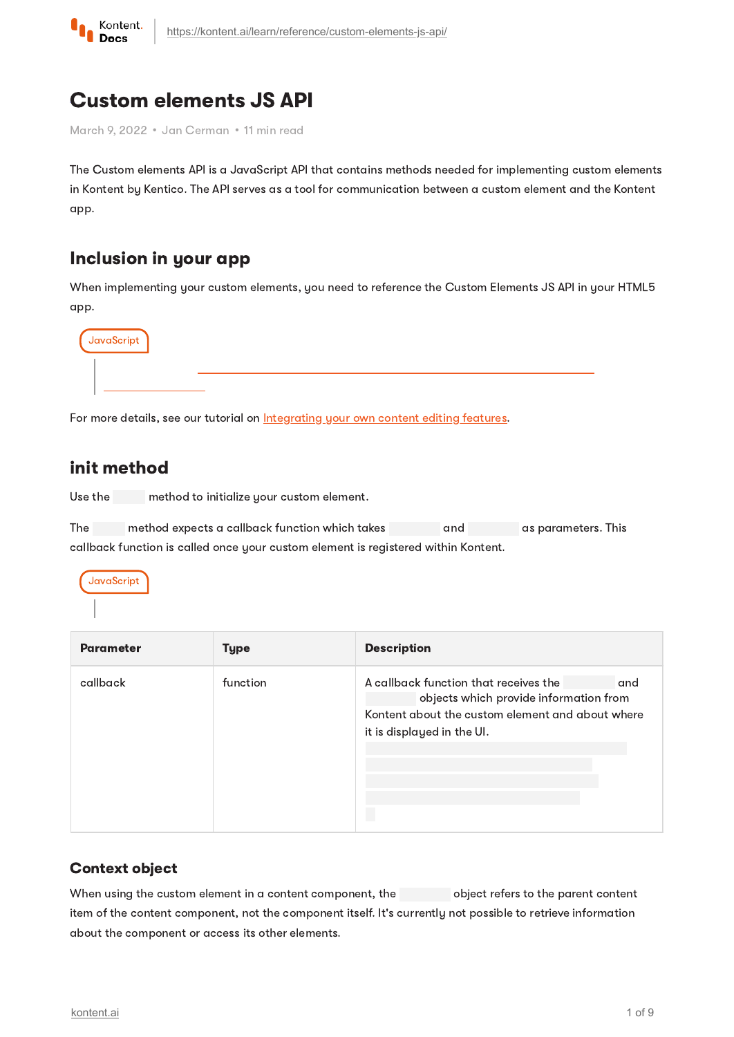# Custom elements JS API

March 9, 2022 • Jan Cerman • 11 min read

The Custom elements API is a JavaScript API that contains methods needed for implementing custom elements in Kontent by Kentico. The API serves as a tool for communication between a custom element and the Kontent app.

## Inclusion in your app

When implementing your custom elements, you need to reference the Custom Elements JS API in your HTML5 app.

JavaScript

For more details, see our tutorial on Integrating your own content editing features.

## init method

Use the method to initialize your custom element.

The method expects a callback function which takes and as parameters. This callback function is called once your custom element is registered within Kontent.

JavaScript

| Parameter | Type | Description |
| --- | --- | --- |
| callback | function | A callback function that receives the and objects which provide information from Kontent about the custom element and about where it is displayed in the UI. |

### Context object

When using the custom element in a content component, the object refers to the parent content item of the content component, not the component itself. It's currently not possible to retrieve information about the component or access its other elements.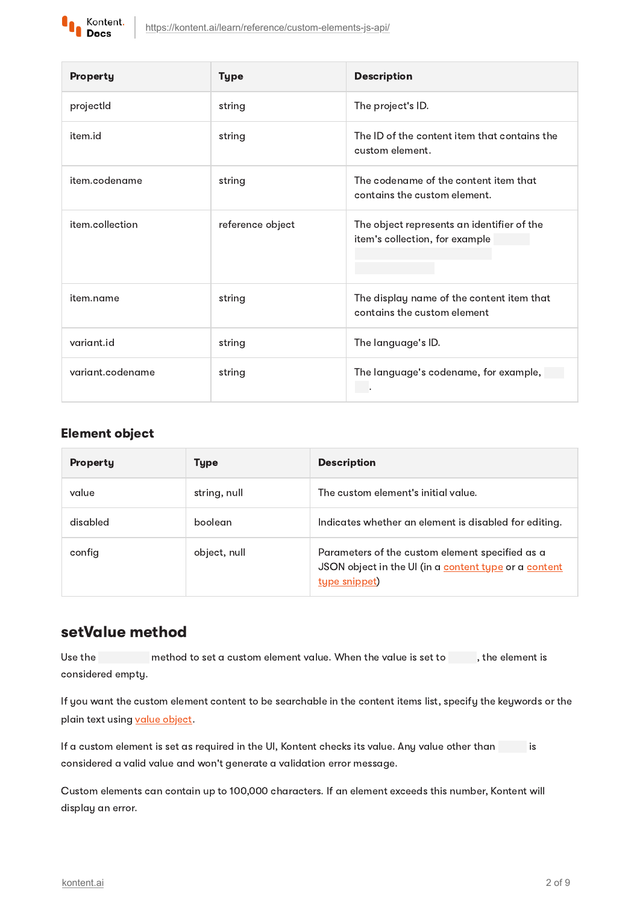| Property | Type | Description |
| --- | --- | --- |
| projectId | string | The project's ID. |
| item.id | string | The ID of the content item that contains the custom element. |
| item.codename | string | The codename of the content item that contains the custom element. |
| item.collection | reference object | The object represents an identifier of the item's collection, for example |
| item.name | string | The display name of the content item that contains the custom element |
| variant.id | string | The language's ID. |
| variant.codename | string | The language's codename, for example, . |

### Element object

| Property | Type | Description |
| --- | --- | --- |
| value | string, null | The custom element's initial value. |
| disabled | boolean | Indicates whether an element is disabled for editing. |
| config | object, null | Parameters of the custom element specified as a JSON object in the UI (in a content type or a content type snippet) |

## setValue method

Use the method to set a custom element value. When the value is set to , the element is considered empty.

If you want the custom element content to be searchable in the content items list, specify the keywords or the plain text using value object.

If a custom element is set as required in the UI, Kontent checks its value. Any value other than is considered a valid value and won't generate a validation error message.

Custom elements can contain up to 100,000 characters. If an element exceeds this number, Kontent will display an error.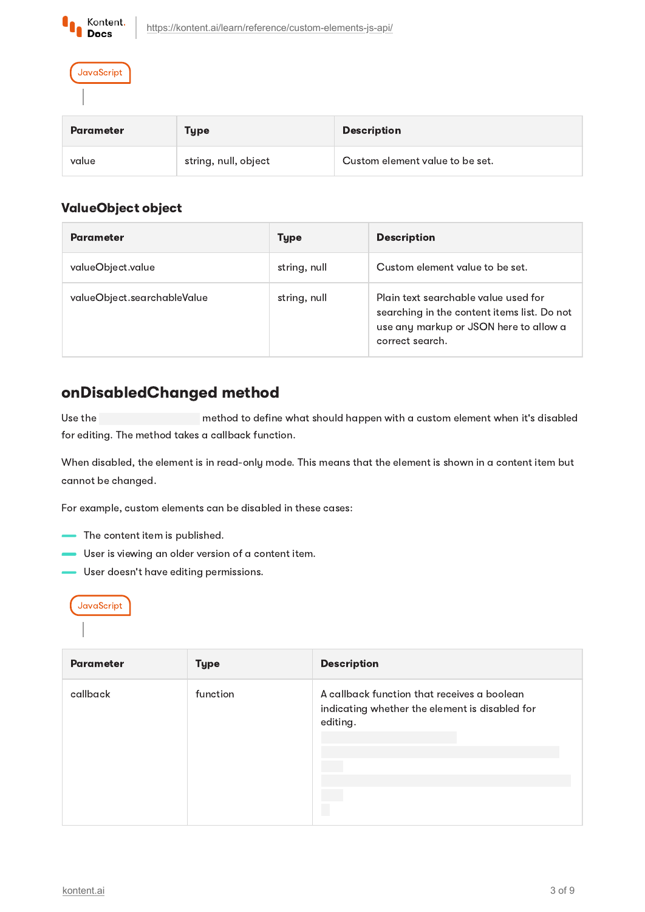JavaScript

| Parameter | Type | Description |
| --- | --- | --- |
| value | string, null, object | Custom element value to be set. |

### ValueObject object

| Parameter | Type | Description |
| --- | --- | --- |
| valueObject.value | string, null | Custom element value to be set. |
| valueObject.searchableValue | string, null | Plain text searchable value used for searching in the content items list. Do not use any markup or JSON here to allow a correct search. |

## onDisabledChanged method

Use the method to define what should happen with a custom element when it's disabled for editing. The method takes a callback function.

When disabled, the element is in read-only mode. This means that the element is shown in a content item but cannot be changed.

For example, custom elements can be disabled in these cases:

- The content item is published.
- User is viewing an older version of a content item.
- User doesn't have editing permissions.

JavaScript

| Parameter | Type | Description |
| --- | --- | --- |
| callback | function | A callback function that receives a boolean indicating whether the element is disabled for editing. |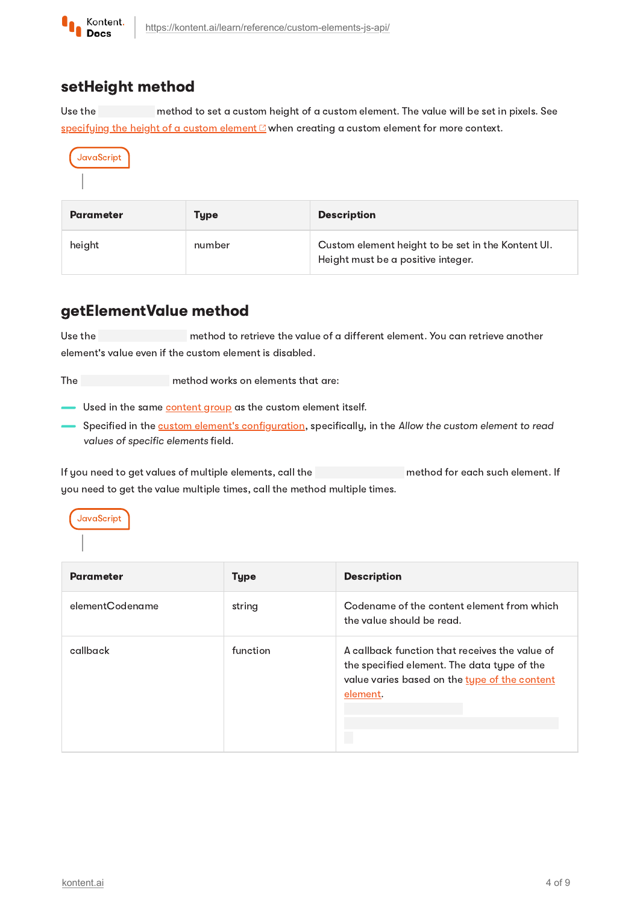## setHeight method

Use the method to set a custom height of a custom element. The value will be set in pixels. See [specifying the height of a custom element](#) when creating a custom element for more context.

JavaScript

| Parameter | Type | Description |
| --- | --- | --- |
| height | number | Custom element height to be set in the Kontent UI. Height must be a positive integer. |

## getElementValue method

Use the method to retrieve the value of a different element. You can retrieve another element's value even if the custom element is disabled.

The method works on elements that are:

- Used in the same [content group](#) as the custom element itself.
- Specified in the [custom element's configuration](#), specifically, in the *Allow the custom element to read values of specific elements* field.

If you need to get values of multiple elements, call the method for each such element. If you need to get the value multiple times, call the method multiple times.

JavaScript

| Parameter | Type | Description |
| --- | --- | --- |
| elementCodename | string | Codename of the content element from which the value should be read. |
| callback | function | A callback function that receives the value of the specified element. The data type of the value varies based on the [type of the content element](#). |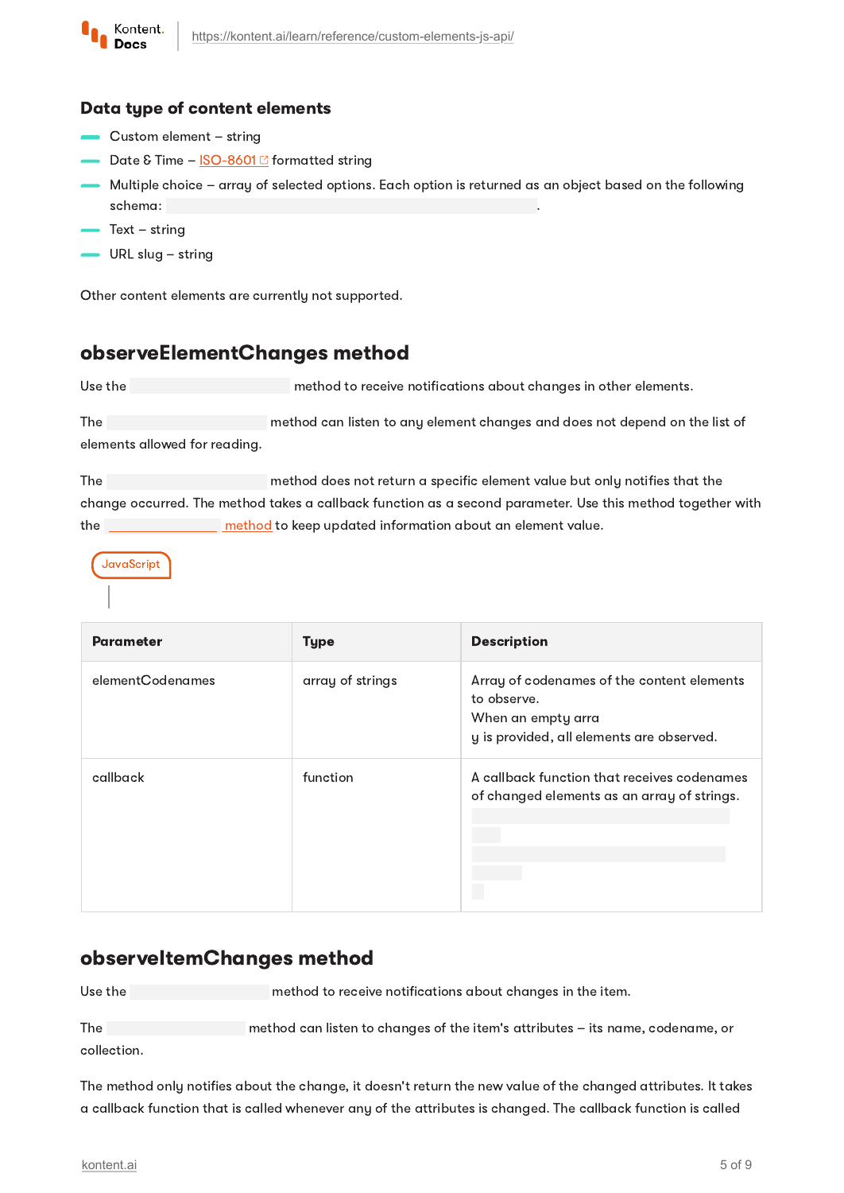### Data type of content elements

- Custom element – string
- Date & Time – ISO-8601 formatted string
- Multiple choice – array of selected options. Each option is returned as an object based on the following schema: .
- Text – string
- URL slug – string

Other content elements are currently not supported.

## observeElementChanges method

Use the method to receive notifications about changes in other elements.

The method can listen to any element changes and does not depend on the list of elements allowed for reading.

The method does not return a specific element value but only notifies that the change occurred. The method takes a callback function as a second parameter. Use this method together with the method to keep updated information about an element value.

JavaScript

| Parameter | Type | Description |
| --- | --- | --- |
| elementCodenames | array of strings | Array of codenames of the content elements to observe. When an empty arra y is provided, all elements are observed. |
| callback | function | A callback function that receives codenames of changed elements as an array of strings. |

## observeItemChanges method

Use the method to receive notifications about changes in the item.

The method can listen to changes of the item's attributes – its name, codename, or collection.

The method only notifies about the change, it doesn't return the new value of the changed attributes. It takes a callback function that is called whenever any of the attributes is changed. The callback function is called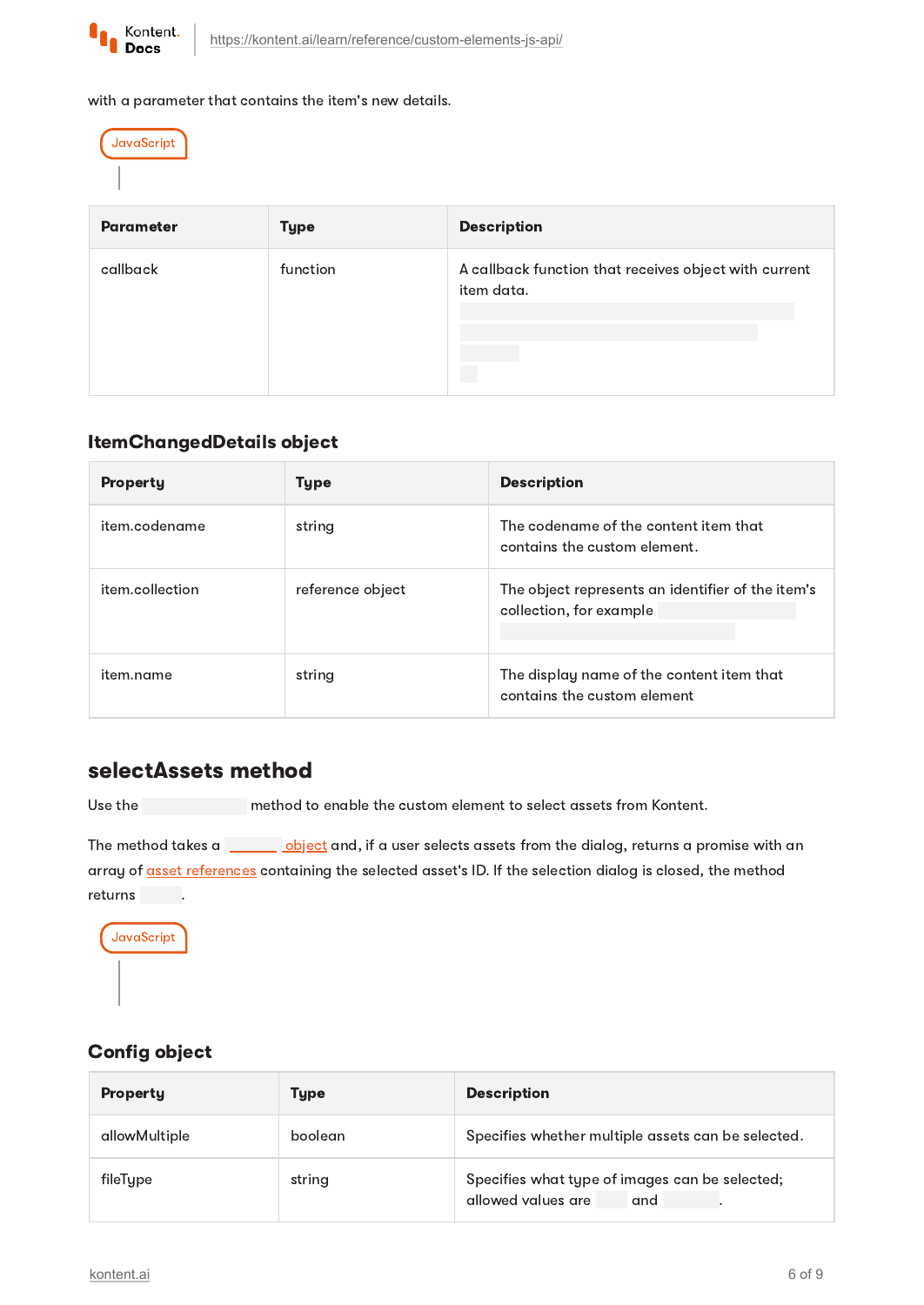with a parameter that contains the item's new details.

JavaScript

| Parameter | Type | Description |
| --- | --- | --- |
| callback | function | A callback function that receives object with current item data. |

### ItemChangedDetails object

| Property | Type | Description |
| --- | --- | --- |
| item.codename | string | The codename of the content item that contains the custom element. |
| item.collection | reference object | The object represents an identifier of the item's collection, for example |
| item.name | string | The display name of the content item that contains the custom element |

## selectAssets method

Use the method to enable the custom element to select assets from Kontent.

The method takes a object and, if a user selects assets from the dialog, returns a promise with an array of asset references containing the selected asset's ID. If the selection dialog is closed, the method returns .

JavaScript

### Config object

| Property | Type | Description |
| --- | --- | --- |
| allowMultiple | boolean | Specifies whether multiple assets can be selected. |
| fileType | string | Specifies what type of images can be selected; allowed values are and . |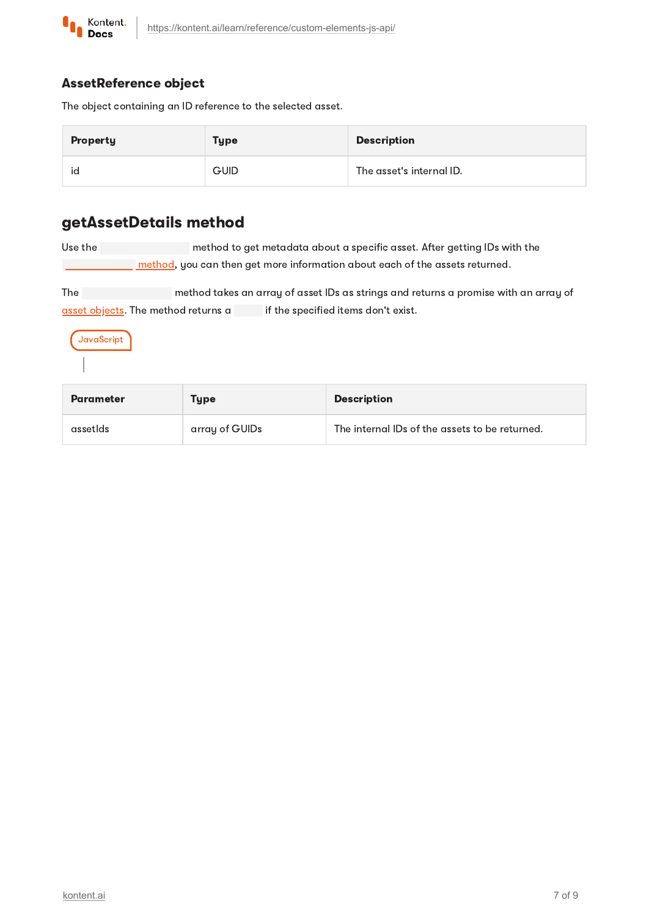### AssetReference object

The object containing an ID reference to the selected asset.

| Property | Type | Description |
| --- | --- | --- |
| id | GUID | The asset's internal ID. |

## getAssetDetails method

Use the method to get metadata about a specific asset. After getting IDs with the method, you can then get more information about each of the assets returned.

The method takes an array of asset IDs as strings and returns a promise with an array of asset objects. The method returns a if the specified items don't exist.

JavaScript

| Parameter | Type | Description |
| --- | --- | --- |
| assetIds | array of GUIDs | The internal IDs of the assets to be returned. |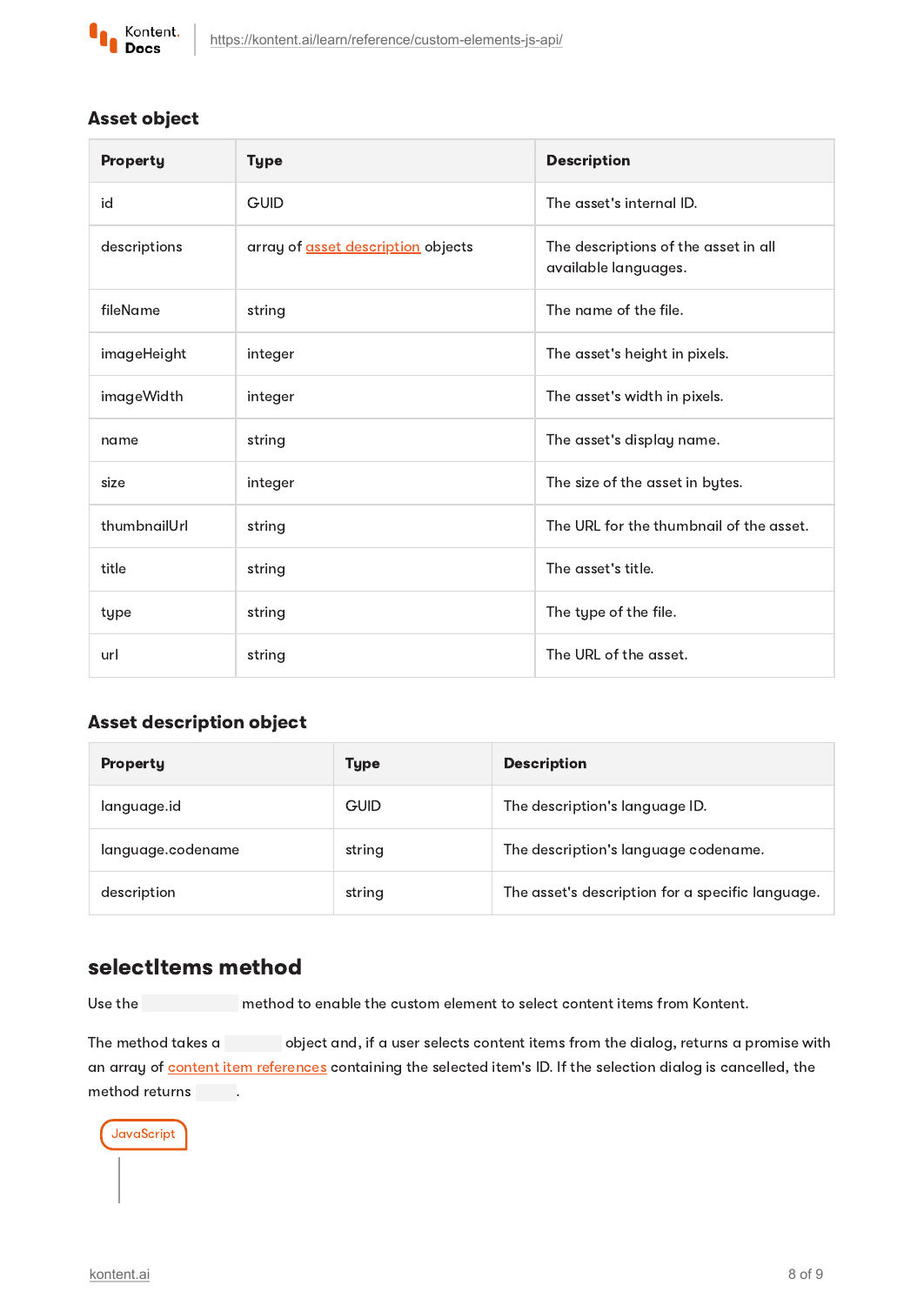### Asset object

| Property | Type | Description |
| --- | --- | --- |
| id | GUID | The asset's internal ID. |
| descriptions | array of asset description objects | The descriptions of the asset in all available languages. |
| fileName | string | The name of the file. |
| imageHeight | integer | The asset's height in pixels. |
| imageWidth | integer | The asset's width in pixels. |
| name | string | The asset's display name. |
| size | integer | The size of the asset in bytes. |
| thumbnailUrl | string | The URL for the thumbnail of the asset. |
| title | string | The asset's title. |
| type | string | The type of the file. |
| url | string | The URL of the asset. |

### Asset description object

| Property | Type | Description |
| --- | --- | --- |
| language.id | GUID | The description's language ID. |
| language.codename | string | The description's language codename. |
| description | string | The asset's description for a specific language. |

## selectItems method

Use the method to enable the custom element to select content items from Kontent.

The method takes a object and, if a user selects content items from the dialog, returns a promise with an array of content item references containing the selected item's ID. If the selection dialog is cancelled, the method returns .

JavaScript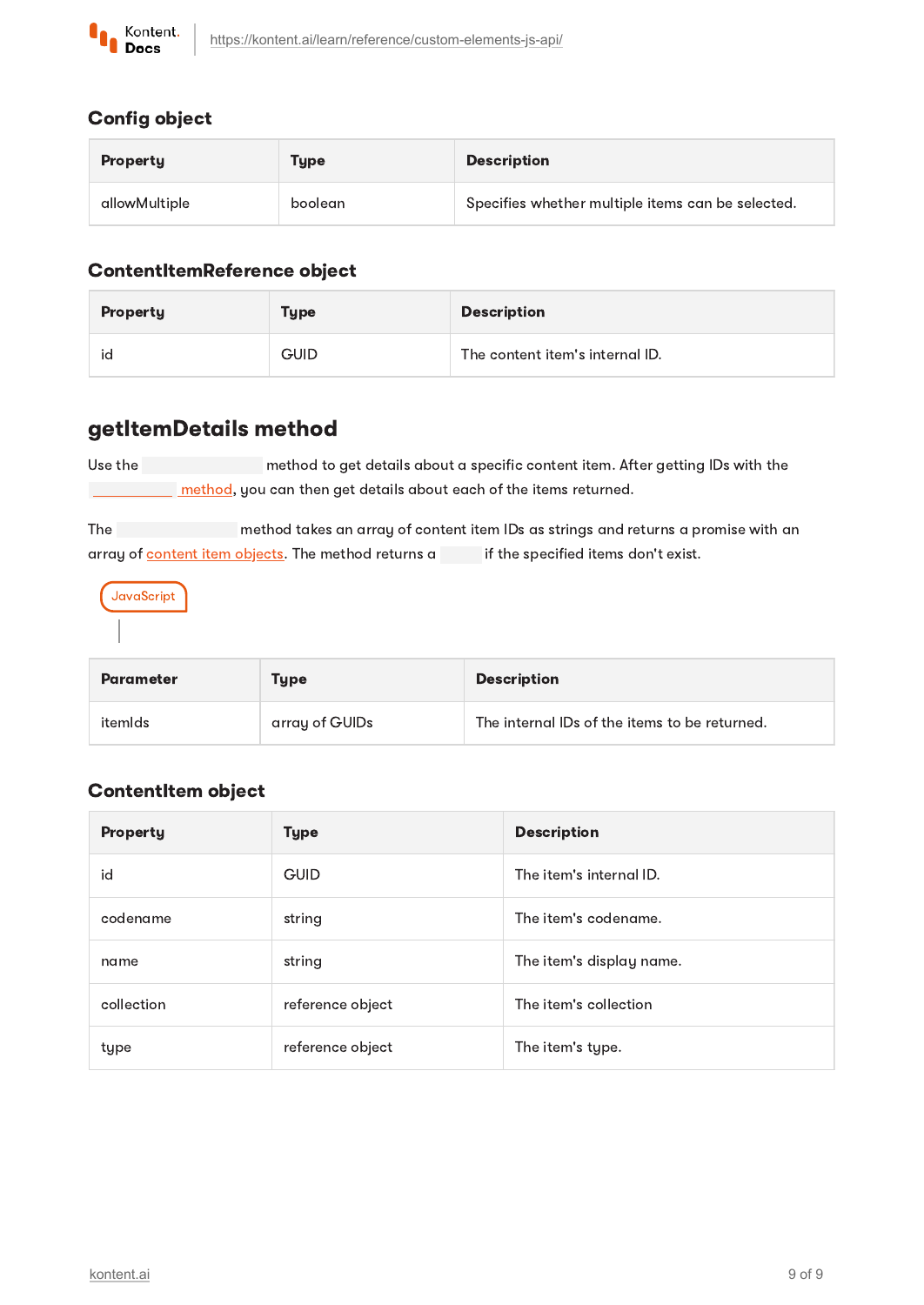### Config object

| Property | Type | Description |
| --- | --- | --- |
| allowMultiple | boolean | Specifies whether multiple items can be selected. |

### ContentItemReference object

| Property | Type | Description |
| --- | --- | --- |
| id | GUID | The content item's internal ID. |

## getItemDetails method

Use the method to get details about a specific content item. After getting IDs with the method, you can then get details about each of the items returned.

The method takes an array of content item IDs as strings and returns a promise with an array of content item objects. The method returns a if the specified items don't exist.

JavaScript

| Parameter | Type | Description |
| --- | --- | --- |
| itemIds | array of GUIDs | The internal IDs of the items to be returned. |

### ContentItem object

| Property | Type | Description |
| --- | --- | --- |
| id | GUID | The item's internal ID. |
| codename | string | The item's codename. |
| name | string | The item's display name. |
| collection | reference object | The item's collection |
| type | reference object | The item's type. |